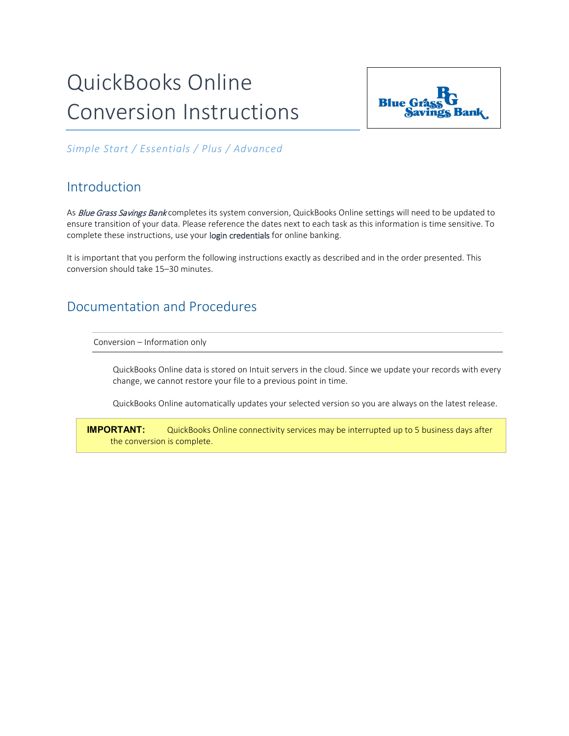# QuickBooks Online Conversion Instructions

*Simple Start / Essentials / Plus / Advanced*

## Introduction

As *Blue Grass Savings Bank* completes its system conversion, QuickBooks Online settings will need to be updated to ensure transition of your data. Please reference the dates next to each task as this information is time sensitive. To complete these instructions, use your login credentials for online banking.

It is important that you perform the following instructions exactly as described and in the order presented. This conversion should take 15–30 minutes.

## Documentation and Procedures

### Conversion – Information only

QuickBooks Online data is stored on Intuit servers in the cloud. Since we update your records with every change, we cannot restore your file to a previous point in time.

QuickBooks Online automatically updates your selected version so you are always on the latest release.

> **IMPORTANT:** QuickBooks Online connectivity services may be interrupted up to 5 business days after the conversion is complete.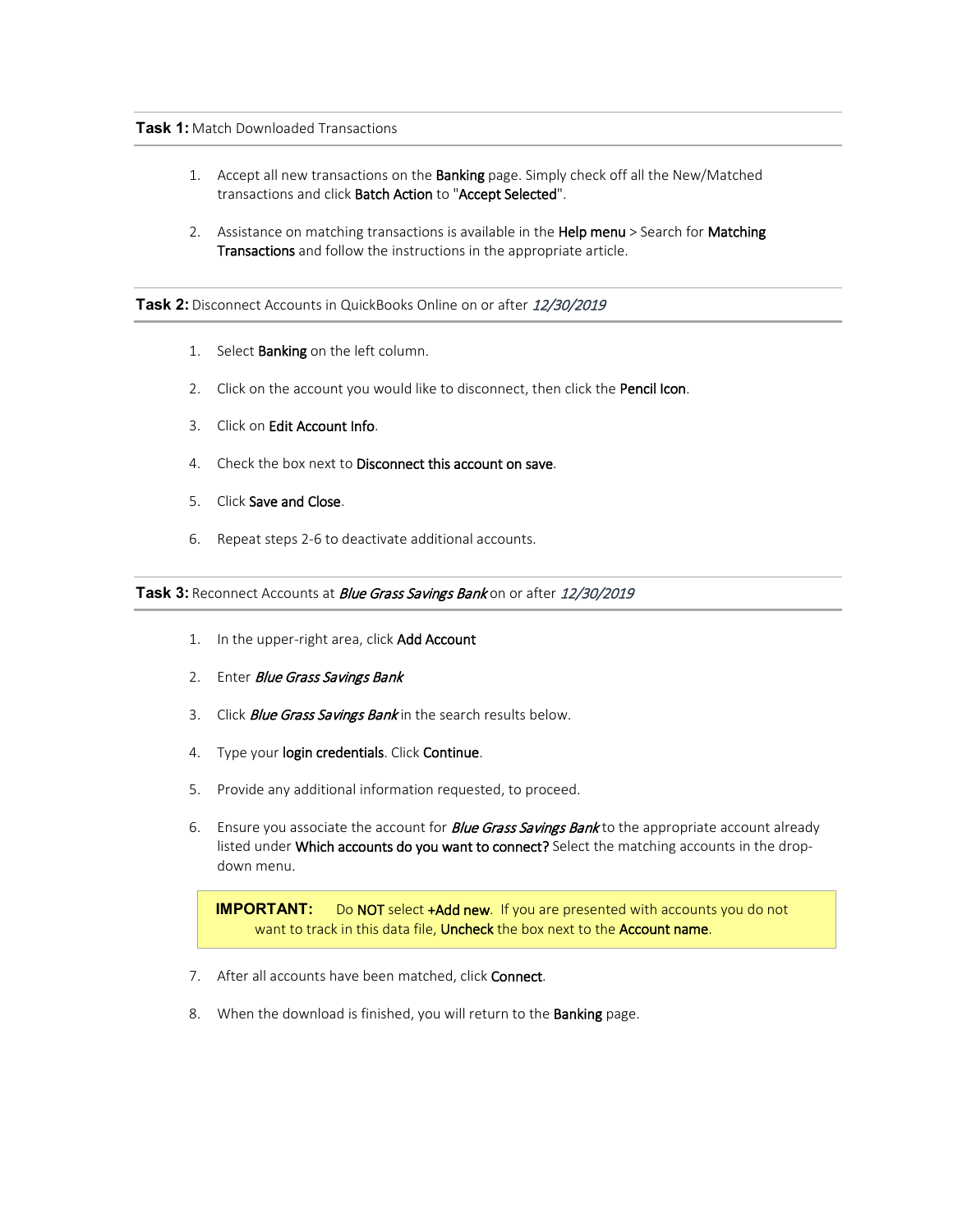**Task 1:** Match Downloaded Transactions

1. Accept all new transactions on the **Banking** page. Simply check off all the New/Matched transactions and click **Batch Action** to "**Accept Selected**".
2. Assistance on matching transactions is available in the **Help menu** > Search for **Matching Transactions** and follow the instructions in the appropriate article.

**Task 2:** Disconnect Accounts in QuickBooks Online on or after *12/30/2019*

1. Select **Banking** on the left column.
2. Click on the account you would like to disconnect, then click the **Pencil Icon**.
3. Click on **Edit Account Info**.
4. Check the box next to **Disconnect this account on save**.
5. Click **Save and Close**.
6. Repeat steps 2-6 to deactivate additional accounts.

**Task 3:** Reconnect Accounts at *Blue Grass Savings Bank* on or after *12/30/2019*

1. In the upper-right area, click **Add Account**
2. Enter *Blue Grass Savings Bank*
3. Click *Blue Grass Savings Bank* in the search results below.
4. Type your **login credentials**. Click **Continue**.
5. Provide any additional information requested, to proceed.
6. Ensure you associate the account for *Blue Grass Savings Bank* to the appropriate account already listed under **Which accounts do you want to connect?** Select the matching accounts in the drop-down menu.

> **IMPORTANT:** Do **NOT** select **+Add new**. If you are presented with accounts you do not want to track in this data file, **Uncheck** the box next to the **Account name**.

7. After all accounts have been matched, click **Connect**.
8. When the download is finished, you will return to the **Banking** page.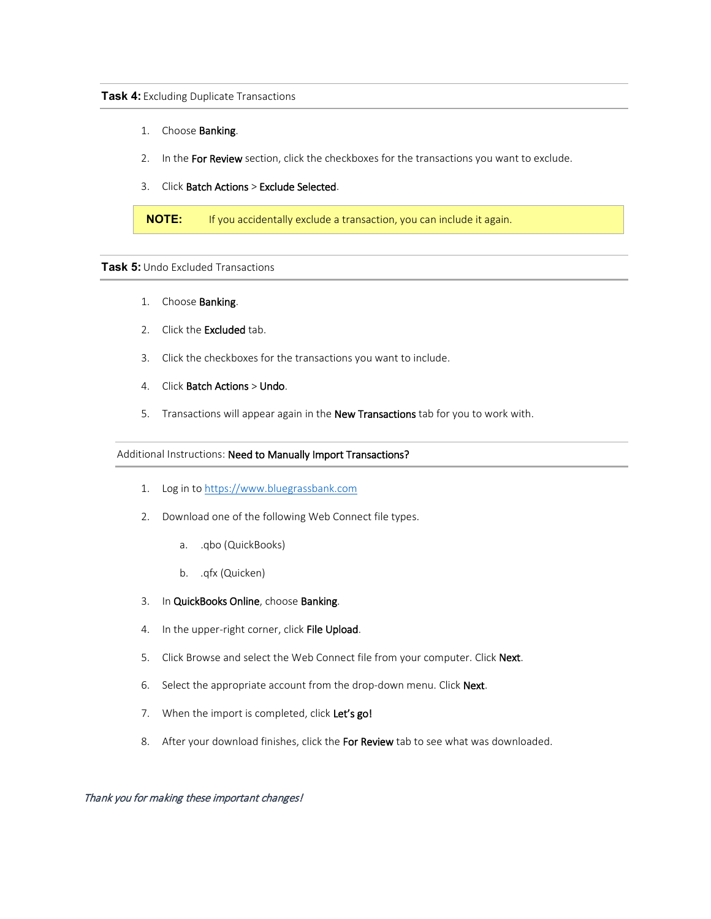## **Task 4:** Excluding Duplicate Transactions

1. Choose **Banking**.
2. In the **For Review** section, click the checkboxes for the transactions you want to exclude.
3. Click **Batch Actions** > **Exclude Selected**.

> **NOTE:** If you accidentally exclude a transaction, you can include it again.

## **Task 5:** Undo Excluded Transactions

1. Choose **Banking**.
2. Click the **Excluded** tab.
3. Click the checkboxes for the transactions you want to include.
4. Click **Batch Actions** > **Undo**.
5. Transactions will appear again in the **New Transactions** tab for you to work with.

## Additional Instructions: **Need to Manually Import Transactions?**

1. Log in to https://www.bluegrassbank.com
2. Download one of the following Web Connect file types.
   a. .qbo (QuickBooks)
   b. .qfx (Quicken)
3. In **QuickBooks Online**, choose **Banking**.
4. In the upper-right corner, click **File Upload**.
5. Click Browse and select the Web Connect file from your computer. Click **Next**.
6. Select the appropriate account from the drop-down menu. Click **Next**.
7. When the import is completed, click **Let's go!**
8. After your download finishes, click the **For Review** tab to see what was downloaded.

*Thank you for making these important changes!*